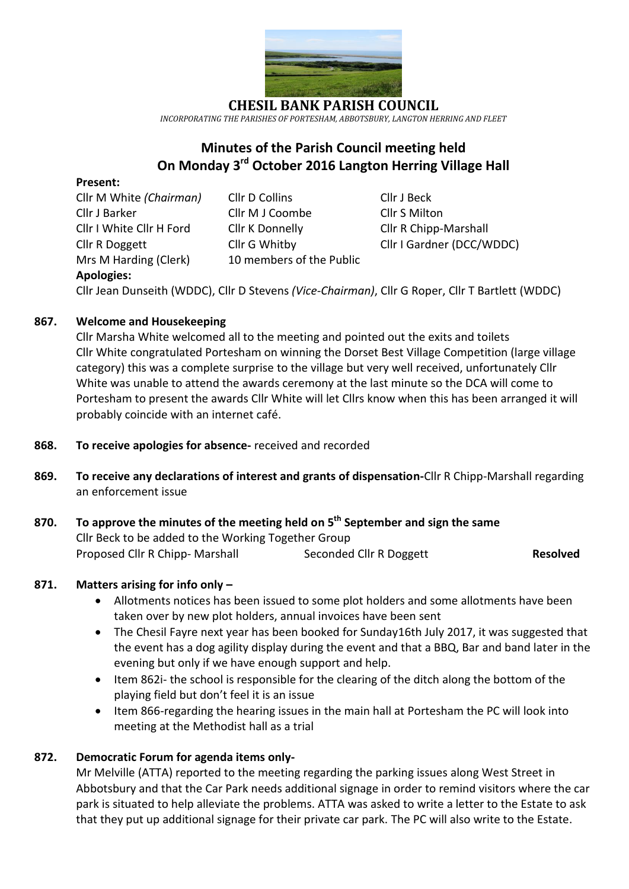# CHESIL BANK PARISH COUNCIL

*INCORPORATING THE PARISHES OF PORTESHAM, ABBOTSBURY, LANGTON HERRING AND FLEET*

## Minutes of the Parish Council meeting held On Monday 3rd October 2016 Langton Herring Village Hall

**Present:**

| | | |
|---|---|---|
| Cllr M White *(Chairman)* | Cllr D Collins | Cllr J Beck |
| Cllr J Barker | Cllr M J Coombe | Cllr S Milton |
| Cllr I White Cllr H Ford | Cllr K Donnelly | Cllr R Chipp-Marshall |
| Cllr R Doggett | Cllr G Whitby | Cllr I Gardner (DCC/WDDC) |
| Mrs M Harding (Clerk) | 10 members of the Public | |

**Apologies:**

Cllr Jean Dunseith (WDDC), Cllr D Stevens *(Vice-Chairman)*, Cllr G Roper, Cllr T Bartlett (WDDC)

**867. Welcome and Housekeeping**

Cllr Marsha White welcomed all to the meeting and pointed out the exits and toilets
Cllr White congratulated Portesham on winning the Dorset Best Village Competition (large village category) this was a complete surprise to the village but very well received, unfortunately Cllr White was unable to attend the awards ceremony at the last minute so the DCA will come to Portesham to present the awards Cllr White will let Cllrs know when this has been arranged it will probably coincide with an internet café.

**868. To receive apologies for absence-** received and recorded

**869. To receive any declarations of interest and grants of dispensation-**Cllr R Chipp-Marshall regarding an enforcement issue

**870. To approve the minutes of the meeting held on 5th September and sign the same**

Cllr Beck to be added to the Working Together Group

Proposed Cllr R Chipp- Marshall Seconded Cllr R Doggett **Resolved**

**871. Matters arising for info only –**

- Allotments notices has been issued to some plot holders and some allotments have been taken over by new plot holders, annual invoices have been sent
- The Chesil Fayre next year has been booked for Sunday16th July 2017, it was suggested that the event has a dog agility display during the event and that a BBQ, Bar and band later in the evening but only if we have enough support and help.
- Item 862i- the school is responsible for the clearing of the ditch along the bottom of the playing field but don't feel it is an issue
- Item 866-regarding the hearing issues in the main hall at Portesham the PC will look into meeting at the Methodist hall as a trial

**872. Democratic Forum for agenda items only-**

Mr Melville (ATTA) reported to the meeting regarding the parking issues along West Street in Abbotsbury and that the Car Park needs additional signage in order to remind visitors where the car park is situated to help alleviate the problems. ATTA was asked to write a letter to the Estate to ask that they put up additional signage for their private car park. The PC will also write to the Estate.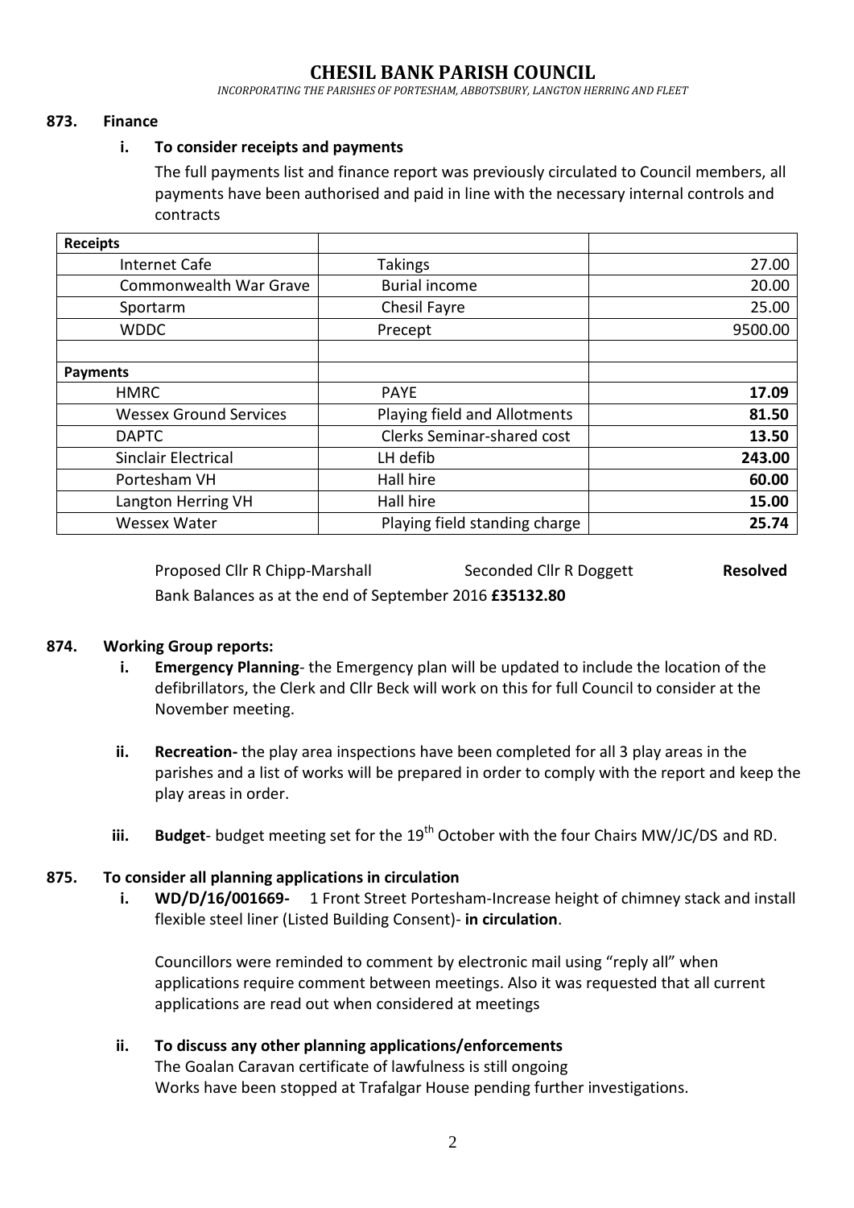# CHESIL BANK PARISH COUNCIL

*INCORPORATING THE PARISHES OF PORTESHAM, ABBOTSBURY, LANGTON HERRING AND FLEET*

**873. Finance**

**i. To consider receipts and payments**

The full payments list and finance report was previously circulated to Council members, all payments have been authorised and paid in line with the necessary internal controls and contracts

| **Receipts** | | |
|---|---|---|
| Internet Cafe | Takings | 27.00 |
| Commonwealth War Grave | Burial income | 20.00 |
| Sportarm | Chesil Fayre | 25.00 |
| WDDC | Precept | 9500.00 |
| | | |
| **Payments** | | |
| HMRC | PAYE | **17.09** |
| Wessex Ground Services | Playing field and Allotments | **81.50** |
| DAPTC | Clerks Seminar-shared cost | **13.50** |
| Sinclair Electrical | LH defib | **243.00** |
| Portesham VH | Hall hire | **60.00** |
| Langton Herring VH | Hall hire | **15.00** |
| Wessex Water | Playing field standing charge | **25.74** |

Proposed Cllr R Chipp-Marshall Seconded Cllr R Doggett **Resolved**

Bank Balances as at the end of September 2016 **£35132.80**

**874. Working Group reports:**

- **i. Emergency Planning**- the Emergency plan will be updated to include the location of the defibrillators, the Clerk and Cllr Beck will work on this for full Council to consider at the November meeting.
- **ii. Recreation-** the play area inspections have been completed for all 3 play areas in the parishes and a list of works will be prepared in order to comply with the report and keep the play areas in order.
- **iii. Budget**- budget meeting set for the 19th October with the four Chairs MW/JC/DS and RD.

**875. To consider all planning applications in circulation**

**i. WD/D/16/001669-** 1 Front Street Portesham-Increase height of chimney stack and install flexible steel liner (Listed Building Consent)- **in circulation**.

Councillors were reminded to comment by electronic mail using "reply all" when applications require comment between meetings. Also it was requested that all current applications are read out when considered at meetings

**ii. To discuss any other planning applications/enforcements**

The Goalan Caravan certificate of lawfulness is still ongoing

Works have been stopped at Trafalgar House pending further investigations.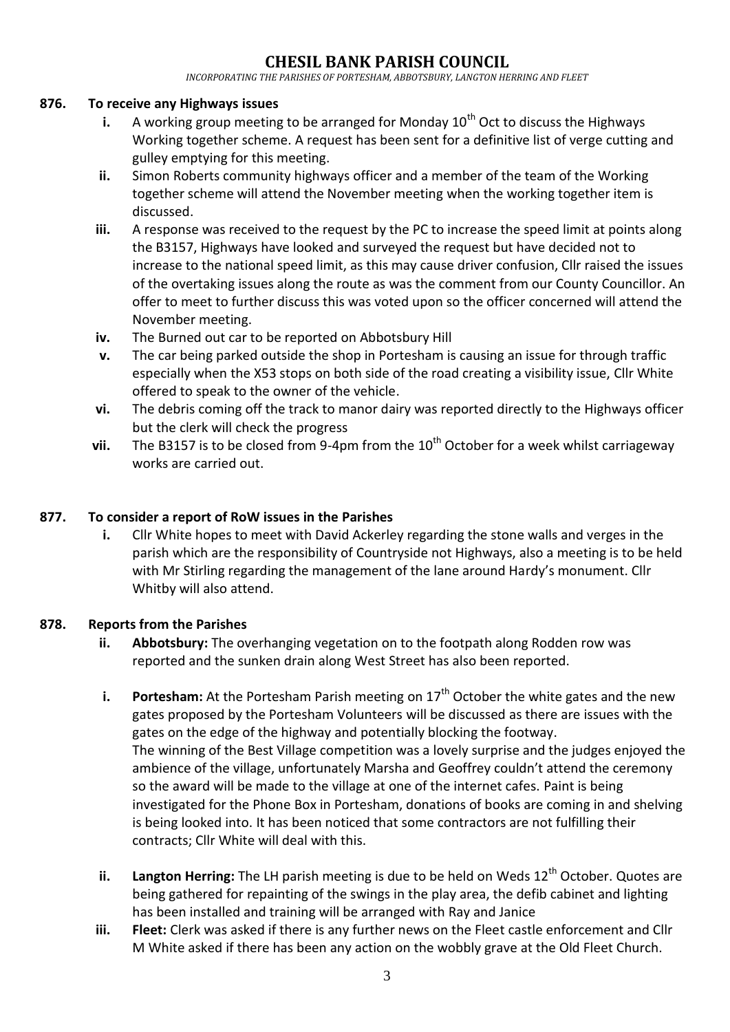# CHESIL BANK PARISH COUNCIL

*INCORPORATING THE PARISHES OF PORTESHAM, ABBOTSBURY, LANGTON HERRING AND FLEET*

**876. To receive any Highways issues**

- **i.** A working group meeting to be arranged for Monday 10th Oct to discuss the Highways Working together scheme. A request has been sent for a definitive list of verge cutting and gulley emptying for this meeting.
- **ii.** Simon Roberts community highways officer and a member of the team of the Working together scheme will attend the November meeting when the working together item is discussed.
- **iii.** A response was received to the request by the PC to increase the speed limit at points along the B3157, Highways have looked and surveyed the request but have decided not to increase to the national speed limit, as this may cause driver confusion, Cllr raised the issues of the overtaking issues along the route as was the comment from our County Councillor. An offer to meet to further discuss this was voted upon so the officer concerned will attend the November meeting.
- **iv.** The Burned out car to be reported on Abbotsbury Hill
- **v.** The car being parked outside the shop in Portesham is causing an issue for through traffic especially when the X53 stops on both side of the road creating a visibility issue, Cllr White offered to speak to the owner of the vehicle.
- **vi.** The debris coming off the track to manor dairy was reported directly to the Highways officer but the clerk will check the progress
- **vii.** The B3157 is to be closed from 9-4pm from the 10th October for a week whilst carriageway works are carried out.

**877. To consider a report of RoW issues in the Parishes**

- **i.** Cllr White hopes to meet with David Ackerley regarding the stone walls and verges in the parish which are the responsibility of Countryside not Highways, also a meeting is to be held with Mr Stirling regarding the management of the lane around Hardy's monument. Cllr Whitby will also attend.

**878. Reports from the Parishes**

- **ii. Abbotsbury:** The overhanging vegetation on to the footpath along Rodden row was reported and the sunken drain along West Street has also been reported.
- **i. Portesham:** At the Portesham Parish meeting on 17th October the white gates and the new gates proposed by the Portesham Volunteers will be discussed as there are issues with the gates on the edge of the highway and potentially blocking the footway.
  The winning of the Best Village competition was a lovely surprise and the judges enjoyed the ambience of the village, unfortunately Marsha and Geoffrey couldn't attend the ceremony so the award will be made to the village at one of the internet cafes. Paint is being investigated for the Phone Box in Portesham, donations of books are coming in and shelving is being looked into. It has been noticed that some contractors are not fulfilling their contracts; Cllr White will deal with this.
- **ii. Langton Herring:** The LH parish meeting is due to be held on Weds 12th October. Quotes are being gathered for repainting of the swings in the play area, the defib cabinet and lighting has been installed and training will be arranged with Ray and Janice
- **iii. Fleet:** Clerk was asked if there is any further news on the Fleet castle enforcement and Cllr M White asked if there has been any action on the wobbly grave at the Old Fleet Church.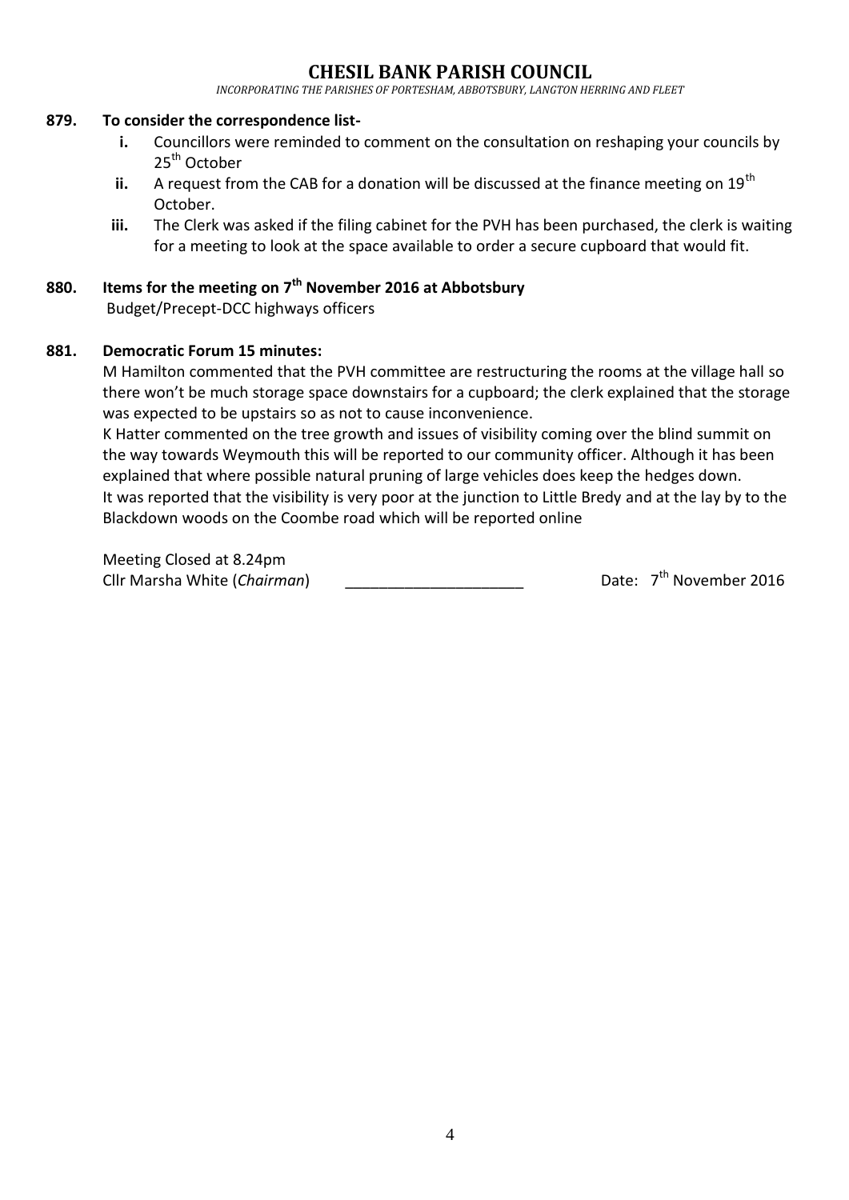# CHESIL BANK PARISH COUNCIL

*INCORPORATING THE PARISHES OF PORTESHAM, ABBOTSBURY, LANGTON HERRING AND FLEET*

**879. To consider the correspondence list-**

- **i.** Councillors were reminded to comment on the consultation on reshaping your councils by 25th October
- **ii.** A request from the CAB for a donation will be discussed at the finance meeting on 19th October.
- **iii.** The Clerk was asked if the filing cabinet for the PVH has been purchased, the clerk is waiting for a meeting to look at the space available to order a secure cupboard that would fit.

**880. Items for the meeting on 7th November 2016 at Abbotsbury**

Budget/Precept-DCC highways officers

**881. Democratic Forum 15 minutes:**

M Hamilton commented that the PVH committee are restructuring the rooms at the village hall so there won't be much storage space downstairs for a cupboard; the clerk explained that the storage was expected to be upstairs so as not to cause inconvenience.

K Hatter commented on the tree growth and issues of visibility coming over the blind summit on the way towards Weymouth this will be reported to our community officer. Although it has been explained that where possible natural pruning of large vehicles does keep the hedges down.

It was reported that the visibility is very poor at the junction to Little Bredy and at the lay by to the Blackdown woods on the Coombe road which will be reported online

Meeting Closed at 8.24pm

Cllr Marsha White (*Chairman*) _____________________ Date: 7th November 2016